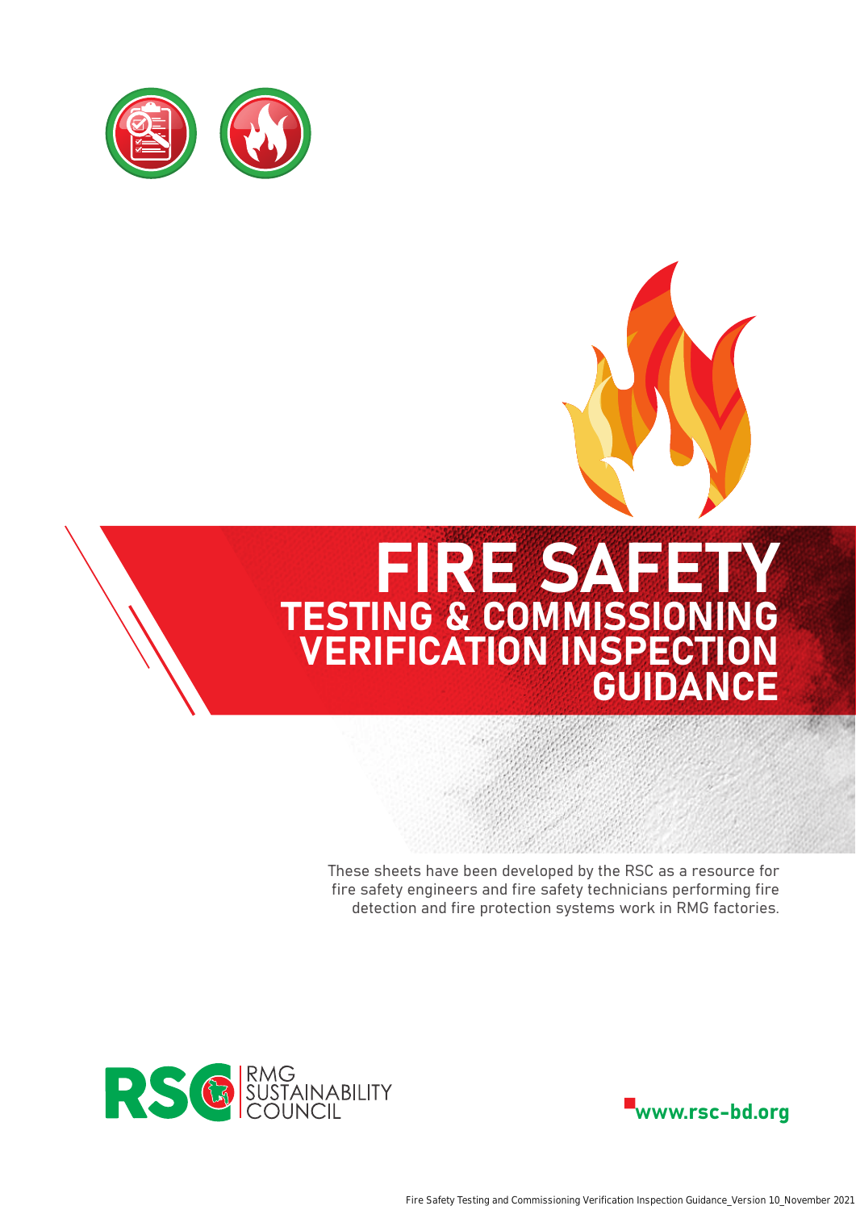# FIRE SAFETY

## TESTING & COMMISSIONING VERIFICATION INSPECTION GUIDANCE

These sheets have been developed by the RSC as a resource for fire safety engineers and fire safety technicians performing fire detection and fire protection systems work in RMG factories.

RSC RMG SUSTAINABILITY COUNCIL

www.rsc-bd.org

Fire Safety Testing and Commissioning Verification Inspection Guidance_Version 10_November 2021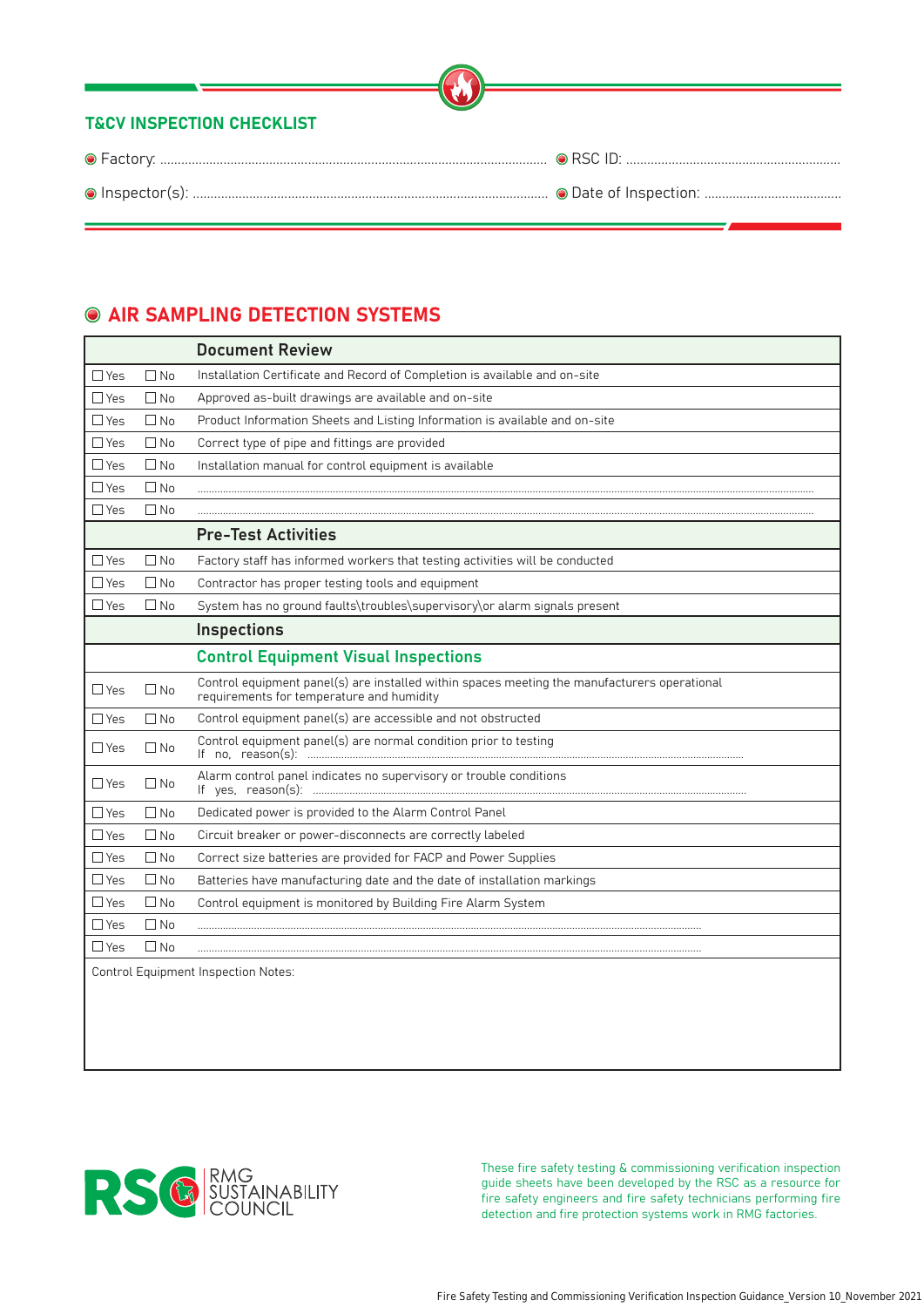## T&CV INSPECTION CHECKLIST

Factory: ........................................................................................................ RSC ID: ............................................................

Inspector(s): ................................................................................................ Date of Inspection: .......................................

# AIR SAMPLING DETECTION SYSTEMS

| | | |
|---|---|---|
| | | **Document Review** |
| ☐ Yes | ☐ No | Installation Certificate and Record of Completion is available and on-site |
| ☐ Yes | ☐ No | Approved as-built drawings are available and on-site |
| ☐ Yes | ☐ No | Product Information Sheets and Listing Information is available and on-site |
| ☐ Yes | ☐ No | Correct type of pipe and fittings are provided |
| ☐ Yes | ☐ No | Installation manual for control equipment is available |
| ☐ Yes | ☐ No | ........................................................................................................ |
| ☐ Yes | ☐ No | ........................................................................................................ |
| | | **Pre-Test Activities** |
| ☐ Yes | ☐ No | Factory staff has informed workers that testing activities will be conducted |
| ☐ Yes | ☐ No | Contractor has proper testing tools and equipment |
| ☐ Yes | ☐ No | System has no ground faults\troubles\supervisory\or alarm signals present |
| | | **Inspections** |
| | | **Control Equipment Visual Inspections** |
| ☐ Yes | ☐ No | Control equipment panel(s) are installed within spaces meeting the manufacturers operational requirements for temperature and humidity |
| ☐ Yes | ☐ No | Control equipment panel(s) are accessible and not obstructed |
| ☐ Yes | ☐ No | Control equipment panel(s) are normal condition prior to testing<br>If no, reason(s): ........................................................................................................ |
| ☐ Yes | ☐ No | Alarm control panel indicates no supervisory or trouble conditions<br>If yes, reason(s): ........................................................................................................ |
| ☐ Yes | ☐ No | Dedicated power is provided to the Alarm Control Panel |
| ☐ Yes | ☐ No | Circuit breaker or power-disconnects are correctly labeled |
| ☐ Yes | ☐ No | Correct size batteries are provided for FACP and Power Supplies |
| ☐ Yes | ☐ No | Batteries have manufacturing date and the date of installation markings |
| ☐ Yes | ☐ No | Control equipment is monitored by Building Fire Alarm System |
| ☐ Yes | ☐ No | ........................................................................................................ |
| ☐ Yes | ☐ No | ........................................................................................................ |

Control Equipment Inspection Notes:

RSC RMG SUSTAINABILITY COUNCIL

These fire safety testing & commissioning verification inspection guide sheets have been developed by the RSC as a resource for fire safety engineers and fire safety technicians performing fire detection and fire protection systems work in RMG factories.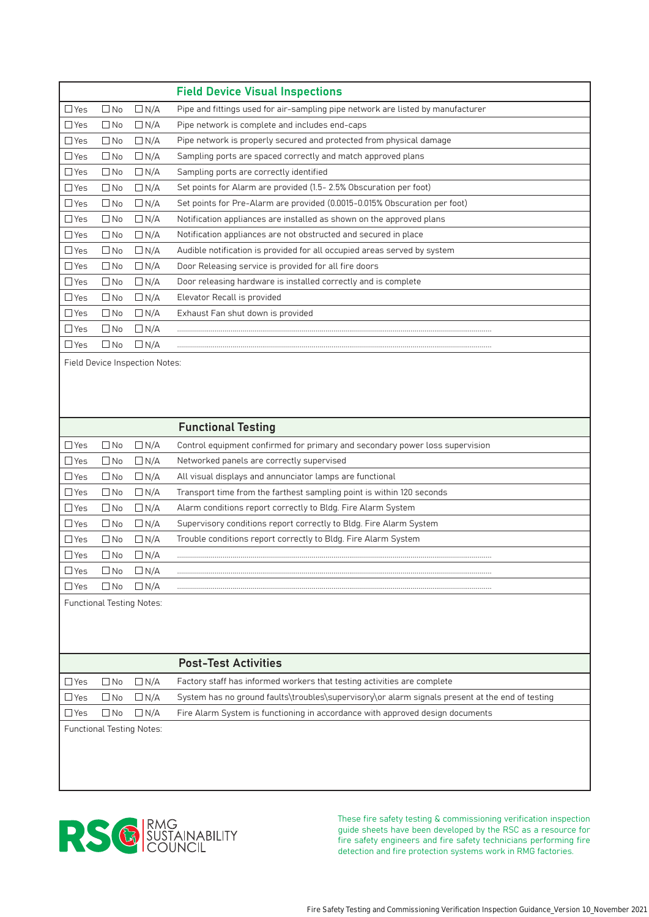## Field Device Visual Inspections

| | | | |
|---|---|---|---|
| ☐Yes | ☐No | ☐N/A | Pipe and fittings used for air-sampling pipe network are listed by manufacturer |
| ☐Yes | ☐No | ☐N/A | Pipe network is complete and includes end-caps |
| ☐Yes | ☐No | ☐N/A | Pipe network is properly secured and protected from physical damage |
| ☐Yes | ☐No | ☐N/A | Sampling ports are spaced correctly and match approved plans |
| ☐Yes | ☐No | ☐N/A | Sampling ports are correctly identified |
| ☐Yes | ☐No | ☐N/A | Set points for Alarm are provided (1.5- 2.5% Obscuration per foot) |
| ☐Yes | ☐No | ☐N/A | Set points for Pre-Alarm are provided (0.0015-0.015% Obscuration per foot) |
| ☐Yes | ☐No | ☐N/A | Notification appliances are installed as shown on the approved plans |
| ☐Yes | ☐No | ☐N/A | Notification appliances are not obstructed and secured in place |
| ☐Yes | ☐No | ☐N/A | Audible notification is provided for all occupied areas served by system |
| ☐Yes | ☐No | ☐N/A | Door Releasing service is provided for all fire doors |
| ☐Yes | ☐No | ☐N/A | Door releasing hardware is installed correctly and is complete |
| ☐Yes | ☐No | ☐N/A | Elevator Recall is provided |
| ☐Yes | ☐No | ☐N/A | Exhaust Fan shut down is provided |
| ☐Yes | ☐No | ☐N/A | ........................................................................................................................................ |
| ☐Yes | ☐No | ☐N/A | ........................................................................................................................................ |

Field Device Inspection Notes:

## Functional Testing

| | | | |
|---|---|---|---|
| ☐Yes | ☐No | ☐N/A | Control equipment confirmed for primary and secondary power loss supervision |
| ☐Yes | ☐No | ☐N/A | Networked panels are correctly supervised |
| ☐Yes | ☐No | ☐N/A | All visual displays and annunciator lamps are functional |
| ☐Yes | ☐No | ☐N/A | Transport time from the farthest sampling point is within 120 seconds |
| ☐Yes | ☐No | ☐N/A | Alarm conditions report correctly to Bldg. Fire Alarm System |
| ☐Yes | ☐No | ☐N/A | Supervisory conditions report correctly to Bldg. Fire Alarm System |
| ☐Yes | ☐No | ☐N/A | Trouble conditions report correctly to Bldg. Fire Alarm System |
| ☐Yes | ☐No | ☐N/A | ........................................................................................................................................ |
| ☐Yes | ☐No | ☐N/A | ........................................................................................................................................ |
| ☐Yes | ☐No | ☐N/A | ........................................................................................................................................ |

Functional Testing Notes:

## Post-Test Activities

| | | | |
|---|---|---|---|
| ☐Yes | ☐No | ☐N/A | Factory staff has informed workers that testing activities are complete |
| ☐Yes | ☐No | ☐N/A | System has no ground faults\troubles\supervisory\or alarm signals present at the end of testing |
| ☐Yes | ☐No | ☐N/A | Fire Alarm System is functioning in accordance with approved design documents |

Functional Testing Notes:

RSC RMG SUSTAINABILITY COUNCIL

These fire safety testing & commissioning verification inspection guide sheets have been developed by the RSC as a resource for fire safety engineers and fire safety technicians performing fire detection and fire protection systems work in RMG factories.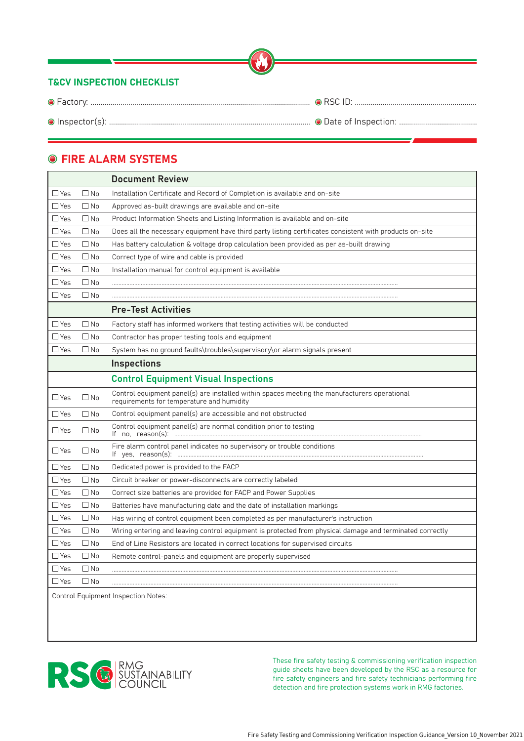## T&CV INSPECTION CHECKLIST

- Factory: ..............................................................................................................
- RSC ID: .............................................................
- Inspector(s): ......................................................................................................
- Date of Inspection: .......................................

# FIRE ALARM SYSTEMS

| | | Document Review |
|---|---|---|
| ☐ Yes | ☐ No | Installation Certificate and Record of Completion is available and on-site |
| ☐ Yes | ☐ No | Approved as-built drawings are available and on-site |
| ☐ Yes | ☐ No | Product Information Sheets and Listing Information is available and on-site |
| ☐ Yes | ☐ No | Does all the necessary equipment have third party listing certificates consistent with products on-site |
| ☐ Yes | ☐ No | Has battery calculation & voltage drop calculation been provided as per as-built drawing |
| ☐ Yes | ☐ No | Correct type of wire and cable is provided |
| ☐ Yes | ☐ No | Installation manual for control equipment is available |
| ☐ Yes | ☐ No | ........................................................................................................................................ |
| ☐ Yes | ☐ No | ........................................................................................................................................ |
| | | **Pre-Test Activities** |
| ☐ Yes | ☐ No | Factory staff has informed workers that testing activities will be conducted |
| ☐ Yes | ☐ No | Contractor has proper testing tools and equipment |
| ☐ Yes | ☐ No | System has no ground faults\troubles\supervisory\or alarm signals present |
| | | **Inspections** |
| | | **Control Equipment Visual Inspections** |
| ☐ Yes | ☐ No | Control equipment panel(s) are installed within spaces meeting the manufacturers operational requirements for temperature and humidity |
| ☐ Yes | ☐ No | Control equipment panel(s) are accessible and not obstructed |
| ☐ Yes | ☐ No | Control equipment panel(s) are normal condition prior to testing<br>If no, reason(s): .............................................................................................................. |
| ☐ Yes | ☐ No | Fire alarm control panel indicates no supervisory or trouble conditions<br>If yes, reason(s): .............................................................................................................. |
| ☐ Yes | ☐ No | Dedicated power is provided to the FACP |
| ☐ Yes | ☐ No | Circuit breaker or power-disconnects are correctly labeled |
| ☐ Yes | ☐ No | Correct size batteries are provided for FACP and Power Supplies |
| ☐ Yes | ☐ No | Batteries have manufacturing date and the date of installation markings |
| ☐ Yes | ☐ No | Has wiring of control equipment been completed as per manufacturer's instruction |
| ☐ Yes | ☐ No | Wiring entering and leaving control equipment is protected from physical damage and terminated correctly |
| ☐ Yes | ☐ No | End of Line Resistors are located in correct locations for supervised circuits |
| ☐ Yes | ☐ No | Remote control-panels and equipment are properly supervised |
| ☐ Yes | ☐ No | ........................................................................................................................................ |
| ☐ Yes | ☐ No | ........................................................................................................................................ |

Control Equipment Inspection Notes:

RSC RMG SUSTAINABILITY COUNCIL

These fire safety testing & commissioning verification inspection guide sheets have been developed by the RSC as a resource for fire safety engineers and fire safety technicians performing fire detection and fire protection systems work in RMG factories.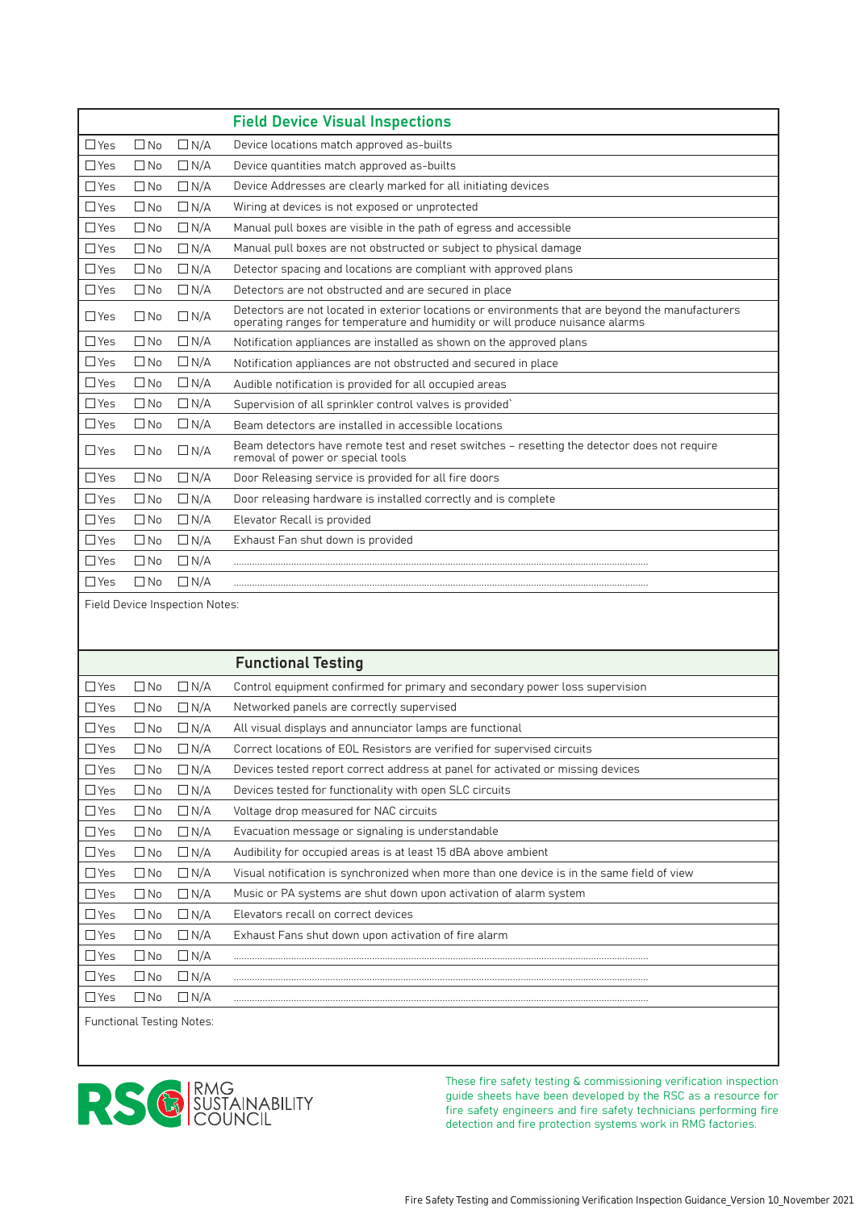## Field Device Visual Inspections

| Yes | No | N/A | Item |
|---|---|---|---|
| ☐ Yes | ☐ No | ☐ N/A | Device locations match approved as-builts |
| ☐ Yes | ☐ No | ☐ N/A | Device quantities match approved as-builts |
| ☐ Yes | ☐ No | ☐ N/A | Device Addresses are clearly marked for all initiating devices |
| ☐ Yes | ☐ No | ☐ N/A | Wiring at devices is not exposed or unprotected |
| ☐ Yes | ☐ No | ☐ N/A | Manual pull boxes are visible in the path of egress and accessible |
| ☐ Yes | ☐ No | ☐ N/A | Manual pull boxes are not obstructed or subject to physical damage |
| ☐ Yes | ☐ No | ☐ N/A | Detector spacing and locations are compliant with approved plans |
| ☐ Yes | ☐ No | ☐ N/A | Detectors are not obstructed and are secured in place |
| ☐ Yes | ☐ No | ☐ N/A | Detectors are not located in exterior locations or environments that are beyond the manufacturers operating ranges for temperature and humidity or will produce nuisance alarms |
| ☐ Yes | ☐ No | ☐ N/A | Notification appliances are installed as shown on the approved plans |
| ☐ Yes | ☐ No | ☐ N/A | Notification appliances are not obstructed and secured in place |
| ☐ Yes | ☐ No | ☐ N/A | Audible notification is provided for all occupied areas |
| ☐ Yes | ☐ No | ☐ N/A | Supervision of all sprinkler control valves is provided` |
| ☐ Yes | ☐ No | ☐ N/A | Beam detectors are installed in accessible locations |
| ☐ Yes | ☐ No | ☐ N/A | Beam detectors have remote test and reset switches – resetting the detector does not require removal of power or special tools |
| ☐ Yes | ☐ No | ☐ N/A | Door Releasing service is provided for all fire doors |
| ☐ Yes | ☐ No | ☐ N/A | Door releasing hardware is installed correctly and is complete |
| ☐ Yes | ☐ No | ☐ N/A | Elevator Recall is provided |
| ☐ Yes | ☐ No | ☐ N/A | Exhaust Fan shut down is provided |
| ☐ Yes | ☐ No | ☐ N/A | ........................................................................................................................................................ |
| ☐ Yes | ☐ No | ☐ N/A | ........................................................................................................................................................ |

Field Device Inspection Notes:

## Functional Testing

| Yes | No | N/A | Item |
|---|---|---|---|
| ☐ Yes | ☐ No | ☐ N/A | Control equipment confirmed for primary and secondary power loss supervision |
| ☐ Yes | ☐ No | ☐ N/A | Networked panels are correctly supervised |
| ☐ Yes | ☐ No | ☐ N/A | All visual displays and annunciator lamps are functional |
| ☐ Yes | ☐ No | ☐ N/A | Correct locations of EOL Resistors are verified for supervised circuits |
| ☐ Yes | ☐ No | ☐ N/A | Devices tested report correct address at panel for activated or missing devices |
| ☐ Yes | ☐ No | ☐ N/A | Devices tested for functionality with open SLC circuits |
| ☐ Yes | ☐ No | ☐ N/A | Voltage drop measured for NAC circuits |
| ☐ Yes | ☐ No | ☐ N/A | Evacuation message or signaling is understandable |
| ☐ Yes | ☐ No | ☐ N/A | Audibility for occupied areas is at least 15 dBA above ambient |
| ☐ Yes | ☐ No | ☐ N/A | Visual notification is synchronized when more than one device is in the same field of view |
| ☐ Yes | ☐ No | ☐ N/A | Music or PA systems are shut down upon activation of alarm system |
| ☐ Yes | ☐ No | ☐ N/A | Elevators recall on correct devices |
| ☐ Yes | ☐ No | ☐ N/A | Exhaust Fans shut down upon activation of fire alarm |
| ☐ Yes | ☐ No | ☐ N/A | ........................................................................................................................................................ |
| ☐ Yes | ☐ No | ☐ N/A | ........................................................................................................................................................ |
| ☐ Yes | ☐ No | ☐ N/A | ........................................................................................................................................................ |

Functional Testing Notes:

RSC RMG SUSTAINABILITY COUNCIL

These fire safety testing & commissioning verification inspection guide sheets have been developed by the RSC as a resource for fire safety engineers and fire safety technicians performing fire detection and fire protection systems work in RMG factories.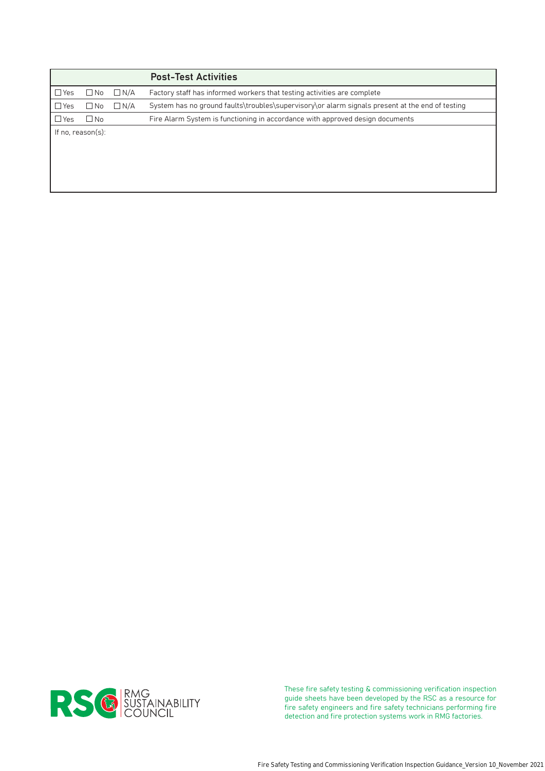| | | | Post-Test Activities |
|---|---|---|---|
| ☐ Yes | ☐ No | ☐ N/A | Factory staff has informed workers that testing activities are complete |
| ☐ Yes | ☐ No | ☐ N/A | System has no ground faults\troubles\supervisory\or alarm signals present at the end of testing |
| ☐ Yes | ☐ No | | Fire Alarm System is functioning in accordance with approved design documents |
| If no, reason(s): | | | |

RSC RMG SUSTAINABILITY COUNCIL

These fire safety testing & commissioning verification inspection guide sheets have been developed by the RSC as a resource for fire safety engineers and fire safety technicians performing fire detection and fire protection systems work in RMG factories.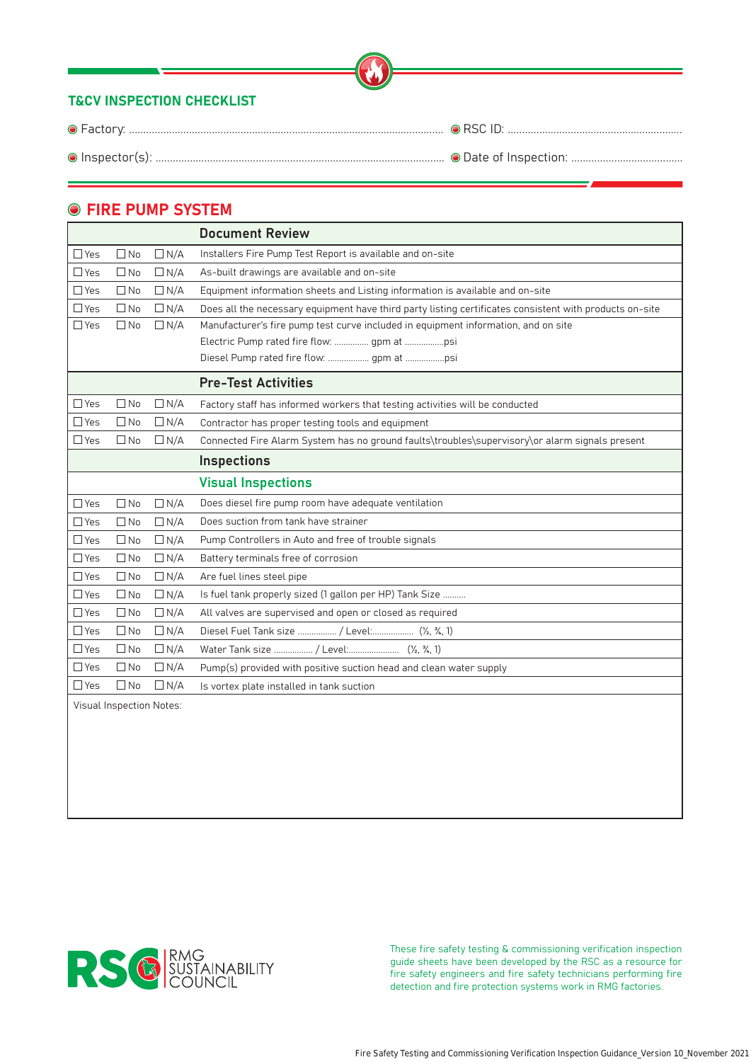## T&CV INSPECTION CHECKLIST

- Factory: ..............................................................................................................
- RSC ID: .............................................................
- Inspector(s): ......................................................................................................
- Date of Inspection: .......................................

## FIRE PUMP SYSTEM

| | | | Document Review |
|---|---|---|---|
| ☐ Yes | ☐ No | ☐ N/A | Installers Fire Pump Test Report is available and on-site |
| ☐ Yes | ☐ No | ☐ N/A | As-built drawings are available and on-site |
| ☐ Yes | ☐ No | ☐ N/A | Equipment information sheets and Listing information is available and on-site |
| ☐ Yes | ☐ No | ☐ N/A | Does all the necessary equipment have third party listing certificates consistent with products on-site |
| ☐ Yes | ☐ No | ☐ N/A | Manufacturer's fire pump test curve included in equipment information, and on site<br>Electric Pump rated fire flow: ............... gpm at .................psi<br>Diesel Pump rated fire flow: .................. gpm at ................psi |
| | | | **Pre-Test Activities** |
| ☐ Yes | ☐ No | ☐ N/A | Factory staff has informed workers that testing activities will be conducted |
| ☐ Yes | ☐ No | ☐ N/A | Contractor has proper testing tools and equipment |
| ☐ Yes | ☐ No | ☐ N/A | Connected Fire Alarm System has no ground faults\troubles\supervisory\or alarm signals present |
| | | | **Inspections** |
| | | | **Visual Inspections** |
| ☐ Yes | ☐ No | ☐ N/A | Does diesel fire pump room have adequate ventilation |
| ☐ Yes | ☐ No | ☐ N/A | Does suction from tank have strainer |
| ☐ Yes | ☐ No | ☐ N/A | Pump Controllers in Auto and free of trouble signals |
| ☐ Yes | ☐ No | ☐ N/A | Battery terminals free of corrosion |
| ☐ Yes | ☐ No | ☐ N/A | Are fuel lines steel pipe |
| ☐ Yes | ☐ No | ☐ N/A | Is fuel tank properly sized (1 gallon per HP) Tank Size .......... |
| ☐ Yes | ☐ No | ☐ N/A | All valves are supervised and open or closed as required |
| ☐ Yes | ☐ No | ☐ N/A | Diesel Fuel Tank size ................. / Level:.................. (½, ¾, 1) |
| ☐ Yes | ☐ No | ☐ N/A | Water Tank size ................. / Level:...................... (½, ¾, 1) |
| ☐ Yes | ☐ No | ☐ N/A | Pump(s) provided with positive suction head and clean water supply |
| ☐ Yes | ☐ No | ☐ N/A | Is vortex plate installed in tank suction |

Visual Inspection Notes:

RSC RMG SUSTAINABILITY COUNCIL

These fire safety testing & commissioning verification inspection guide sheets have been developed by the RSC as a resource for fire safety engineers and fire safety technicians performing fire detection and fire protection systems work in RMG factories.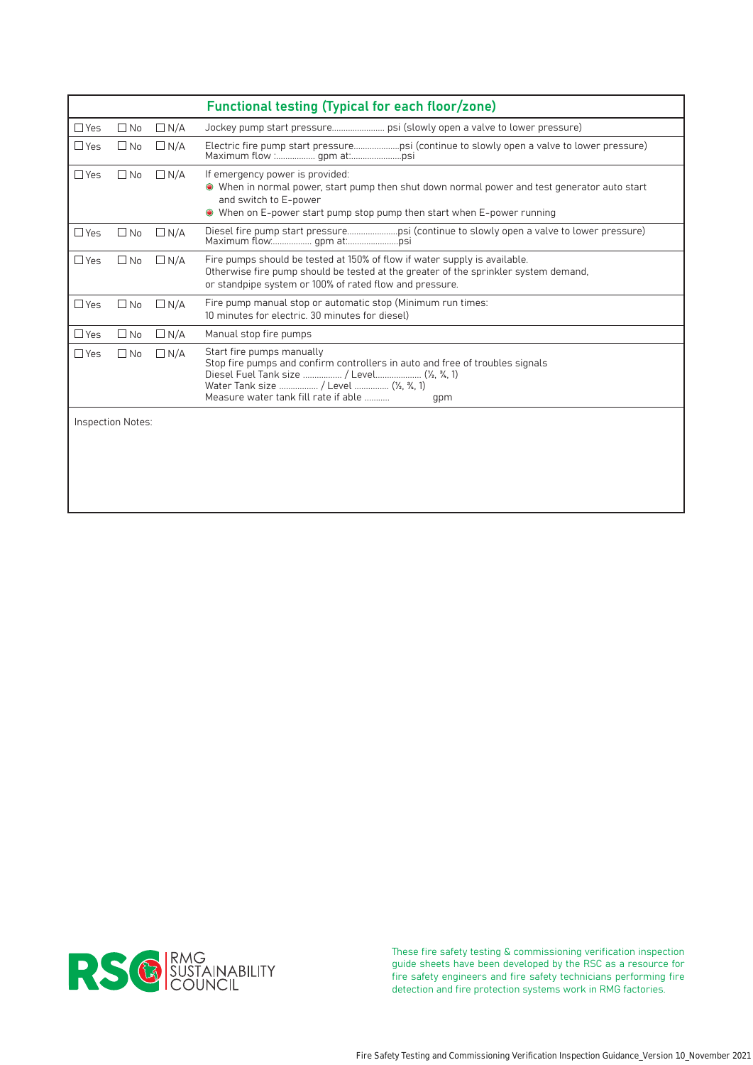| Functional testing (Typical for each floor/zone) | | | |
|---|---|---|---|
| ☐ Yes | ☐ No | ☐ N/A | Jockey pump start pressure...................... psi (slowly open a valve to lower pressure) |
| ☐ Yes | ☐ No | ☐ N/A | Electric fire pump start pressure...................psi (continue to slowly open a valve to lower pressure)<br>Maximum flow :................. gpm at:......................psi |
| ☐ Yes | ☐ No | ☐ N/A | If emergency power is provided:<br>• When in normal power, start pump then shut down normal power and test generator auto start and switch to E-power<br>• When on E-power start pump stop pump then start when E-power running |
| ☐ Yes | ☐ No | ☐ N/A | Diesel fire pump start pressure.....................psi (continue to slowly open a valve to lower pressure)<br>Maximum flow:................. gpm at:......................psi |
| ☐ Yes | ☐ No | ☐ N/A | Fire pumps should be tested at 150% of flow if water supply is available.<br>Otherwise fire pump should be tested at the greater of the sprinkler system demand, or standpipe system or 100% of rated flow and pressure. |
| ☐ Yes | ☐ No | ☐ N/A | Fire pump manual stop or automatic stop (Minimum run times:<br>10 minutes for electric. 30 minutes for diesel) |
| ☐ Yes | ☐ No | ☐ N/A | Manual stop fire pumps |
| ☐ Yes | ☐ No | ☐ N/A | Start fire pumps manually<br>Stop fire pumps and confirm controllers in auto and free of troubles signals<br>Diesel Fuel Tank size ................ / Level.................... (½, ¾, 1)<br>Water Tank size ................ / Level ............... (½, ¾, 1)<br>Measure water tank fill rate if able .......... gpm |

Inspection Notes:

These fire safety testing & commissioning verification inspection guide sheets have been developed by the RSC as a resource for fire safety engineers and fire safety technicians performing fire detection and fire protection systems work in RMG factories.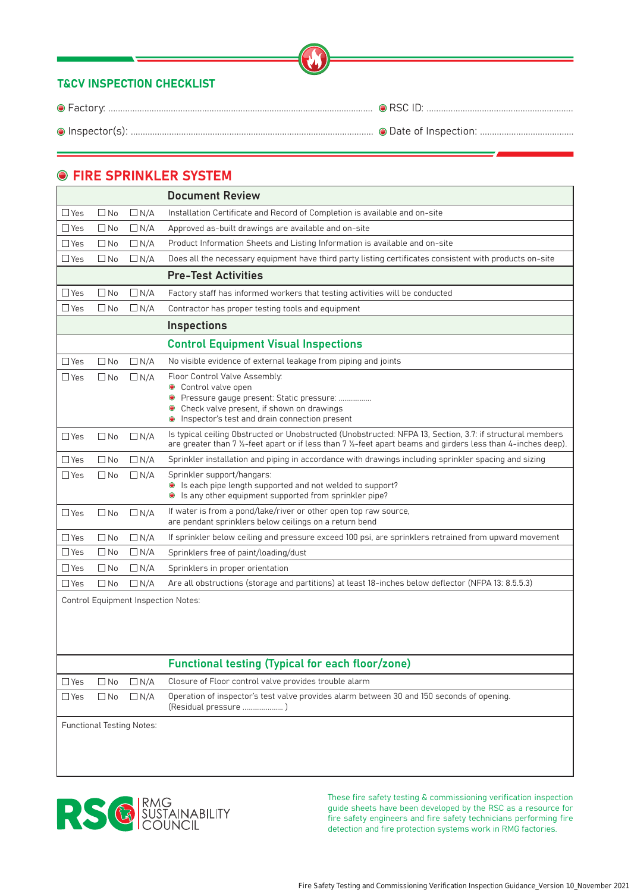## T&CV INSPECTION CHECKLIST

- Factory: ..............................................................................................................
- RSC ID: ..............................................................
- Inspector(s): ....................................................................................................
- Date of Inspection: .......................................

## FIRE SPRINKLER SYSTEM

| | | | Document Review |
|---|---|---|---|
| ☐ Yes | ☐ No | ☐ N/A | Installation Certificate and Record of Completion is available and on-site |
| ☐ Yes | ☐ No | ☐ N/A | Approved as-built drawings are available and on-site |
| ☐ Yes | ☐ No | ☐ N/A | Product Information Sheets and Listing Information is available and on-site |
| ☐ Yes | ☐ No | ☐ N/A | Does all the necessary equipment have third party listing certificates consistent with products on-site |
| | | | **Pre-Test Activities** |
| ☐ Yes | ☐ No | ☐ N/A | Factory staff has informed workers that testing activities will be conducted |
| ☐ Yes | ☐ No | ☐ N/A | Contractor has proper testing tools and equipment |
| | | | **Inspections** |
| | | | **Control Equipment Visual Inspections** |
| ☐ Yes | ☐ No | ☐ N/A | No visible evidence of external leakage from piping and joints |
| ☐ Yes | ☐ No | ☐ N/A | Floor Control Valve Assembly:<br>• Control valve open<br>• Pressure gauge present: Static pressure: ................<br>• Check valve present, if shown on drawings<br>• Inspector's test and drain connection present |
| ☐ Yes | ☐ No | ☐ N/A | Is typical ceiling Obstructed or Unobstructed (Unobstructed: NFPA 13, Section, 3.7: if structural members are greater than 7 ½-feet apart or if less than 7 ½-feet apart beams and girders less than 4-inches deep). |
| ☐ Yes | ☐ No | ☐ N/A | Sprinkler installation and piping in accordance with drawings including sprinkler spacing and sizing |
| ☐ Yes | ☐ No | ☐ N/A | Sprinkler support/hangars:<br>• Is each pipe length supported and not welded to support?<br>• Is any other equipment supported from sprinkler pipe? |
| ☐ Yes | ☐ No | ☐ N/A | If water is from a pond/lake/river or other open top raw source, are pendant sprinklers below ceilings on a return bend |
| ☐ Yes | ☐ No | ☐ N/A | If sprinkler below ceiling and pressure exceed 100 psi, are sprinklers retrained from upward movement |
| ☐ Yes | ☐ No | ☐ N/A | Sprinklers free of paint/loading/dust |
| ☐ Yes | ☐ No | ☐ N/A | Sprinklers in proper orientation |
| ☐ Yes | ☐ No | ☐ N/A | Are all obstructions (storage and partitions) at least 18-inches below deflector (NFPA 13: 8.5.5.3) |

Control Equipment Inspection Notes:

| | | | Functional testing (Typical for each floor/zone) |
|---|---|---|---|
| ☐ Yes | ☐ No | ☐ N/A | Closure of Floor control valve provides trouble alarm |
| ☐ Yes | ☐ No | ☐ N/A | Operation of inspector's test valve provides alarm between 30 and 150 seconds of opening. (Residual pressure ..................... ) |

Functional Testing Notes:

RSC RMG SUSTAINABILITY COUNCIL

These fire safety testing & commissioning verification inspection guide sheets have been developed by the RSC as a resource for fire safety engineers and fire safety technicians performing fire detection and fire protection systems work in RMG factories.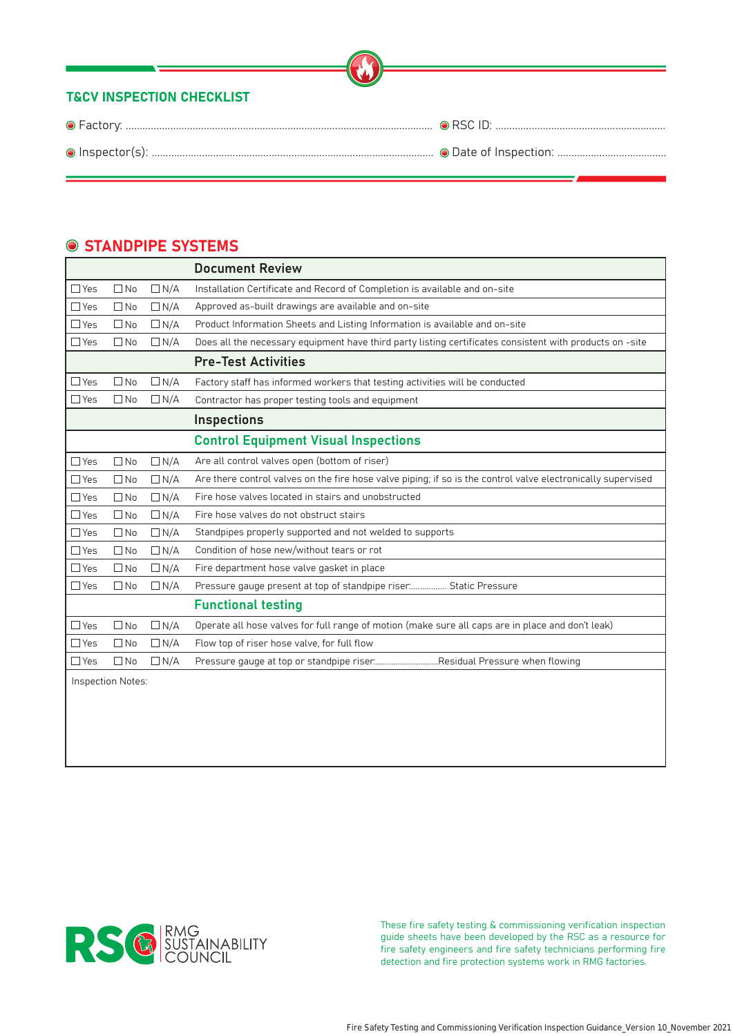## T&CV INSPECTION CHECKLIST

- Factory: ..........................................................................................................
- RSC ID: ..........................................................
- Inspector(s): ..........................................................................................................
- Date of Inspection: ......................................

## STANDPIPE SYSTEMS

| | | | Document Review |
|---|---|---|---|
| ☐Yes | ☐No | ☐N/A | Installation Certificate and Record of Completion is available and on-site |
| ☐Yes | ☐No | ☐N/A | Approved as-built drawings are available and on-site |
| ☐Yes | ☐No | ☐N/A | Product Information Sheets and Listing Information is available and on-site |
| ☐Yes | ☐No | ☐N/A | Does all the necessary equipment have third party listing certificates consistent with products on -site |
| | | | **Pre-Test Activities** |
| ☐Yes | ☐No | ☐N/A | Factory staff has informed workers that testing activities will be conducted |
| ☐Yes | ☐No | ☐N/A | Contractor has proper testing tools and equipment |
| | | | **Inspections** |
| | | | **Control Equipment Visual Inspections** |
| ☐Yes | ☐No | ☐N/A | Are all control valves open (bottom of riser) |
| ☐Yes | ☐No | ☐N/A | Are there control valves on the fire hose valve piping; if so is the control valve electronically supervised |
| ☐Yes | ☐No | ☐N/A | Fire hose valves located in stairs and unobstructed |
| ☐Yes | ☐No | ☐N/A | Fire hose valves do not obstruct stairs |
| ☐Yes | ☐No | ☐N/A | Standpipes properly supported and not welded to supports |
| ☐Yes | ☐No | ☐N/A | Condition of hose new/without tears or rot |
| ☐Yes | ☐No | ☐N/A | Fire department hose valve gasket in place |
| ☐Yes | ☐No | ☐N/A | Pressure gauge present at top of standpipe riser:................ Static Pressure |
| | | | **Functional testing** |
| ☐Yes | ☐No | ☐N/A | Operate all hose valves for full range of motion (make sure all caps are in place and don't leak) |
| ☐Yes | ☐No | ☐N/A | Flow top of riser hose valve, for full flow |
| ☐Yes | ☐No | ☐N/A | Pressure gauge at top or standpipe riser:............................Residual Pressure when flowing |

Inspection Notes:

RSC RMG SUSTAINABILITY COUNCIL

These fire safety testing & commissioning verification inspection guide sheets have been developed by the RSC as a resource for fire safety engineers and fire safety technicians performing fire detection and fire protection systems work in RMG factories.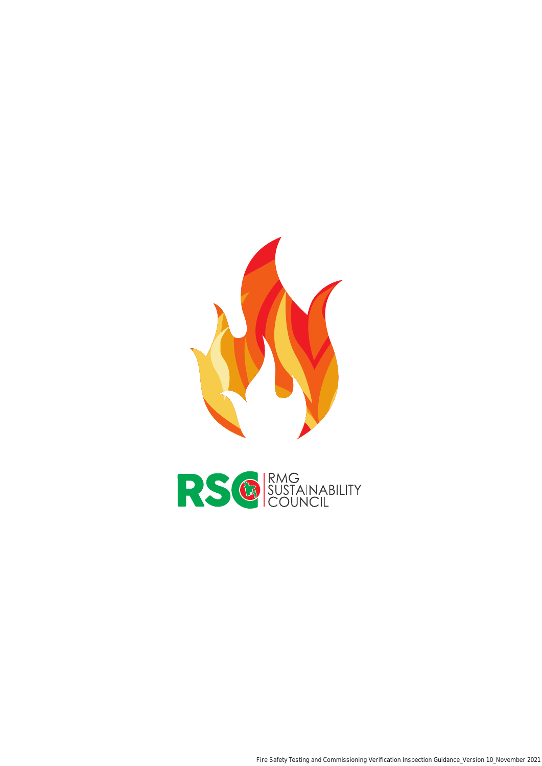RSC

RMG
SUSTAINABILITY
COUNCIL